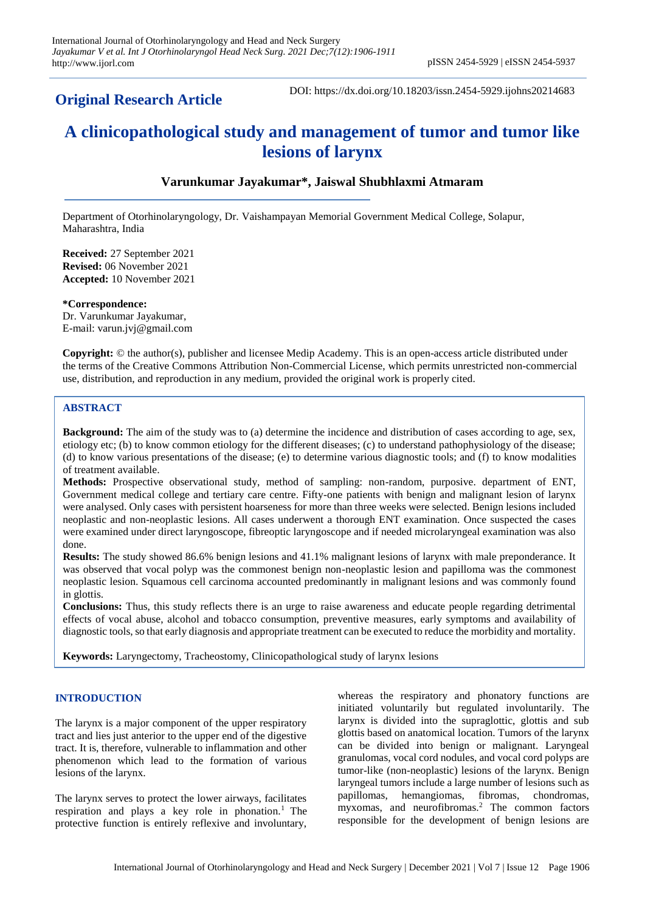**Original Research Article**

DOI: https://dx.doi.org/10.18203/issn.2454-5929.ijohns20214683

# A clinicopathological study and management of tumor and tumor like lesions of larynx

**Varunkumar Jayakumar\*, Jaiswal Shubhlaxmi Atmaram**

Department of Otorhinolaryngology, Dr. Vaishampayan Memorial Government Medical College, Solapur, Maharashtra, India

**Received:** 27 September 2021
**Revised:** 06 November 2021
**Accepted:** 10 November 2021

**\*Correspondence:**
Dr. Varunkumar Jayakumar,
E-mail: varun.jvj@gmail.com

**Copyright:** © the author(s), publisher and licensee Medip Academy. This is an open-access article distributed under the terms of the Creative Commons Attribution Non-Commercial License, which permits unrestricted non-commercial use, distribution, and reproduction in any medium, provided the original work is properly cited.

## ABSTRACT

**Background:** The aim of the study was to (a) determine the incidence and distribution of cases according to age, sex, etiology etc; (b) to know common etiology for the different diseases; (c) to understand pathophysiology of the disease; (d) to know various presentations of the disease; (e) to determine various diagnostic tools; and (f) to know modalities of treatment available.

**Methods:** Prospective observational study, method of sampling: non-random, purposive. department of ENT, Government medical college and tertiary care centre. Fifty-one patients with benign and malignant lesion of larynx were analysed. Only cases with persistent hoarseness for more than three weeks were selected. Benign lesions included neoplastic and non-neoplastic lesions. All cases underwent a thorough ENT examination. Once suspected the cases were examined under direct laryngoscope, fibreoptic laryngoscope and if needed microlaryngeal examination was also done.

**Results:** The study showed 86.6% benign lesions and 41.1% malignant lesions of larynx with male preponderance. It was observed that vocal polyp was the commonest benign non-neoplastic lesion and papilloma was the commonest neoplastic lesion. Squamous cell carcinoma accounted predominantly in malignant lesions and was commonly found in glottis.

**Conclusions:** Thus, this study reflects there is an urge to raise awareness and educate people regarding detrimental effects of vocal abuse, alcohol and tobacco consumption, preventive measures, early symptoms and availability of diagnostic tools, so that early diagnosis and appropriate treatment can be executed to reduce the morbidity and mortality.

**Keywords:** Laryngectomy, Tracheostomy, Clinicopathological study of larynx lesions

## INTRODUCTION

The larynx is a major component of the upper respiratory tract and lies just anterior to the upper end of the digestive tract. It is, therefore, vulnerable to inflammation and other phenomenon which lead to the formation of various lesions of the larynx.

The larynx serves to protect the lower airways, facilitates respiration and plays a key role in phonation.[1] The protective function is entirely reflexive and involuntary, whereas the respiratory and phonatory functions are initiated voluntarily but regulated involuntarily. The larynx is divided into the supraglottic, glottis and sub glottis based on anatomical location. Tumors of the larynx can be divided into benign or malignant. Laryngeal granulomas, vocal cord nodules, and vocal cord polyps are tumor-like (non-neoplastic) lesions of the larynx. Benign laryngeal tumors include a large number of lesions such as papillomas, hemangiomas, fibromas, chondromas, myxomas, and neurofibromas.[2] The common factors responsible for the development of benign lesions are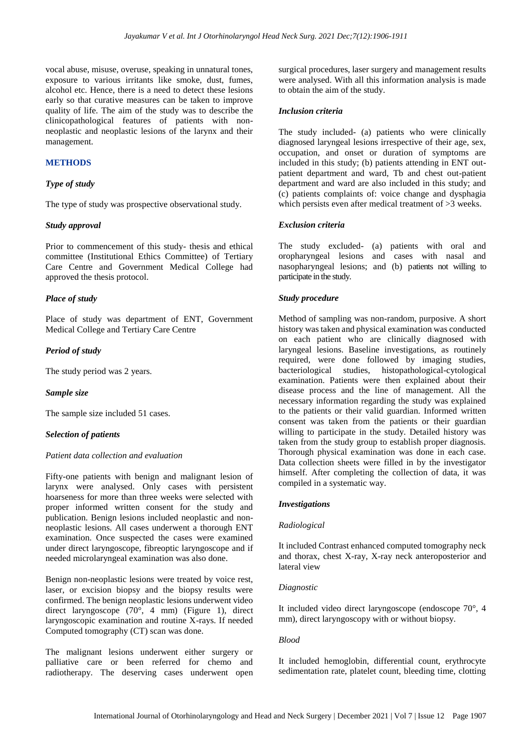vocal abuse, misuse, overuse, speaking in unnatural tones, exposure to various irritants like smoke, dust, fumes, alcohol etc. Hence, there is a need to detect these lesions early so that curative measures can be taken to improve quality of life. The aim of the study was to describe the clinicopathological features of patients with non-neoplastic and neoplastic lesions of the larynx and their management.

## METHODS

### *Type of study*

The type of study was prospective observational study.

### *Study approval*

Prior to commencement of this study- thesis and ethical committee (Institutional Ethics Committee) of Tertiary Care Centre and Government Medical College had approved the thesis protocol.

### *Place of study*

Place of study was department of ENT, Government Medical College and Tertiary Care Centre

### *Period of study*

The study period was 2 years.

### *Sample size*

The sample size included 51 cases.

### *Selection of patients*

#### *Patient data collection and evaluation*

Fifty-one patients with benign and malignant lesion of larynx were analysed. Only cases with persistent hoarseness for more than three weeks were selected with proper informed written consent for the study and publication. Benign lesions included neoplastic and non-neoplastic lesions. All cases underwent a thorough ENT examination. Once suspected the cases were examined under direct laryngoscope, fibreoptic laryngoscope and if needed microlaryngeal examination was also done.

Benign non-neoplastic lesions were treated by voice rest, laser, or excision biopsy and the biopsy results were confirmed. The benign neoplastic lesions underwent video direct laryngoscope (70°, 4 mm) (Figure 1), direct laryngoscopic examination and routine X-rays. If needed Computed tomography (CT) scan was done.

The malignant lesions underwent either surgery or palliative care or been referred for chemo and radiotherapy. The deserving cases underwent open surgical procedures, laser surgery and management results were analysed. With all this information analysis is made to obtain the aim of the study.

### *Inclusion criteria*

The study included- (a) patients who were clinically diagnosed laryngeal lesions irrespective of their age, sex, occupation, and onset or duration of symptoms are included in this study; (b) patients attending in ENT out-patient department and ward, Tb and chest out-patient department and ward are also included in this study; and (c) patients complaints of: voice change and dysphagia which persists even after medical treatment of >3 weeks.

### *Exclusion criteria*

The study excluded- (a) patients with oral and oropharyngeal lesions and cases with nasal and nasopharyngeal lesions; and (b) patients not willing to participate in the study.

### *Study procedure*

Method of sampling was non-random, purposive. A short history was taken and physical examination was conducted on each patient who are clinically diagnosed with laryngeal lesions. Baseline investigations, as routinely required, were done followed by imaging studies, bacteriological studies, histopathological-cytological examination. Patients were then explained about their disease process and the line of management. All the necessary information regarding the study was explained to the patients or their valid guardian. Informed written consent was taken from the patients or their guardian willing to participate in the study. Detailed history was taken from the study group to establish proper diagnosis. Thorough physical examination was done in each case. Data collection sheets were filled in by the investigator himself. After completing the collection of data, it was compiled in a systematic way.

### *Investigations*

#### *Radiological*

It included Contrast enhanced computed tomography neck and thorax, chest X-ray, X-ray neck anteroposterior and lateral view

#### *Diagnostic*

It included video direct laryngoscope (endoscope 70°, 4 mm), direct laryngoscopy with or without biopsy.

#### *Blood*

It included hemoglobin, differential count, erythrocyte sedimentation rate, platelet count, bleeding time, clotting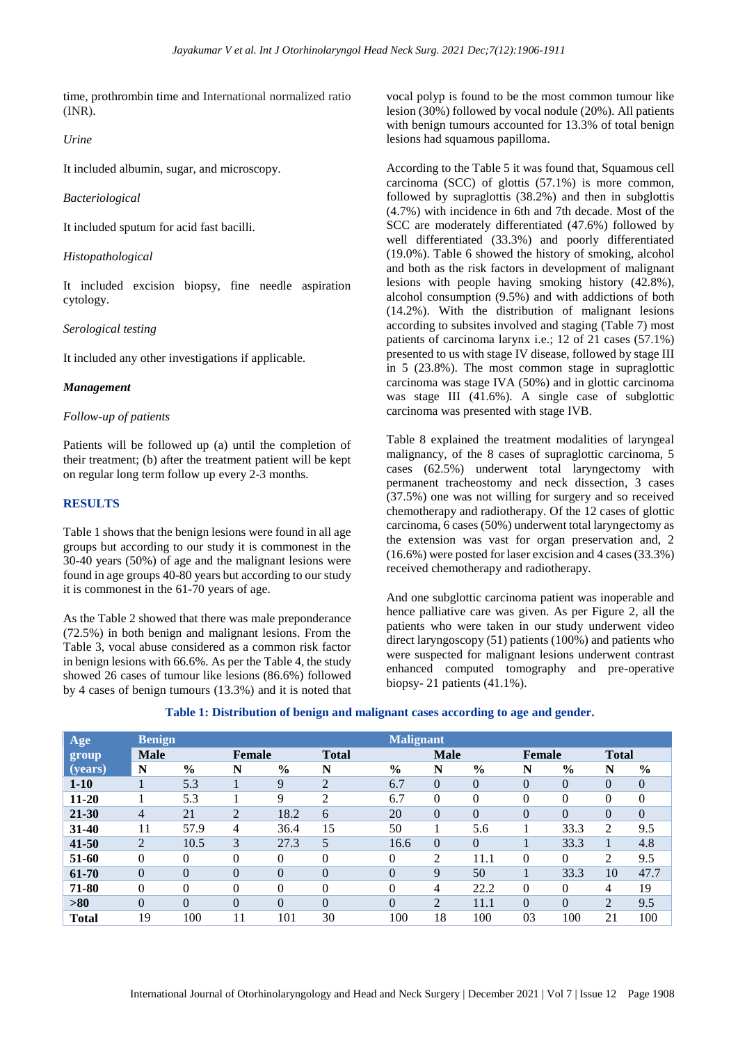time, prothrombin time and International normalized ratio (INR).

*Urine*

It included albumin, sugar, and microscopy.

*Bacteriological*

It included sputum for acid fast bacilli.

*Histopathological*

It included excision biopsy, fine needle aspiration cytology.

*Serological testing*

It included any other investigations if applicable.

***Management***

*Follow-up of patients*

Patients will be followed up (a) until the completion of their treatment; (b) after the treatment patient will be kept on regular long term follow up every 2-3 months.

## RESULTS

Table 1 shows that the benign lesions were found in all age groups but according to our study it is commonest in the 30-40 years (50%) of age and the malignant lesions were found in age groups 40-80 years but according to our study it is commonest in the 61-70 years of age.

As the Table 2 showed that there was male preponderance (72.5%) in both benign and malignant lesions. From the Table 3, vocal abuse considered as a common risk factor in benign lesions with 66.6%. As per the Table 4, the study showed 26 cases of tumour like lesions (86.6%) followed by 4 cases of benign tumours (13.3%) and it is noted that vocal polyp is found to be the most common tumour like lesion (30%) followed by vocal nodule (20%). All patients with benign tumours accounted for 13.3% of total benign lesions had squamous papilloma.

According to the Table 5 it was found that, Squamous cell carcinoma (SCC) of glottis (57.1%) is more common, followed by supraglottis (38.2%) and then in subglottis (4.7%) with incidence in 6th and 7th decade. Most of the SCC are moderately differentiated (47.6%) followed by well differentiated (33.3%) and poorly differentiated (19.0%). Table 6 showed the history of smoking, alcohol and both as the risk factors in development of malignant lesions with people having smoking history (42.8%), alcohol consumption (9.5%) and with addictions of both (14.2%). With the distribution of malignant lesions according to subsites involved and staging (Table 7) most patients of carcinoma larynx i.e.; 12 of 21 cases (57.1%) presented to us with stage IV disease, followed by stage III in 5 (23.8%). The most common stage in supraglottic carcinoma was stage IVA (50%) and in glottic carcinoma was stage III (41.6%). A single case of subglottic carcinoma was presented with stage IVB.

Table 8 explained the treatment modalities of laryngeal malignancy, of the 8 cases of supraglottic carcinoma, 5 cases (62.5%) underwent total laryngectomy with permanent tracheostomy and neck dissection, 3 cases (37.5%) one was not willing for surgery and so received chemotherapy and radiotherapy. Of the 12 cases of glottic carcinoma, 6 cases (50%) underwent total laryngectomy as the extension was vast for organ preservation and, 2 (16.6%) were posted for laser excision and 4 cases (33.3%) received chemotherapy and radiotherapy.

And one subglottic carcinoma patient was inoperable and hence palliative care was given. As per Figure 2, all the patients who were taken in our study underwent video direct laryngoscopy (51) patients (100%) and patients who were suspected for malignant lesions underwent contrast enhanced computed tomography and pre-operative biopsy- 21 patients (41.1%).

**Table 1: Distribution of benign and malignant cases according to age and gender.**

| Age group (years) | Benign | | | | | | Malignant | | | | | |
|---|---|---|---|---|---|---|---|---|---|---|---|---|
| | Male | | Female | | Total | | Male | | Female | | Total | |
| | N | % | N | % | N | % | N | % | N | % | N | % |
| **1-10** | 1 | 5.3 | 1 | 9 | 2 | 6.7 | 0 | 0 | 0 | 0 | 0 | 0 |
| **11-20** | 1 | 5.3 | 1 | 9 | 2 | 6.7 | 0 | 0 | 0 | 0 | 0 | 0 |
| **21-30** | 4 | 21 | 2 | 18.2 | 6 | 20 | 0 | 0 | 0 | 0 | 0 | 0 |
| **31-40** | 11 | 57.9 | 4 | 36.4 | 15 | 50 | 1 | 5.6 | 1 | 33.3 | 2 | 9.5 |
| **41-50** | 2 | 10.5 | 3 | 27.3 | 5 | 16.6 | 0 | 0 | 1 | 33.3 | 1 | 4.8 |
| **51-60** | 0 | 0 | 0 | 0 | 0 | 0 | 2 | 11.1 | 0 | 0 | 2 | 9.5 |
| **61-70** | 0 | 0 | 0 | 0 | 0 | 0 | 9 | 50 | 1 | 33.3 | 10 | 47.7 |
| **71-80** | 0 | 0 | 0 | 0 | 0 | 0 | 4 | 22.2 | 0 | 0 | 4 | 19 |
| **>80** | 0 | 0 | 0 | 0 | 0 | 0 | 2 | 11.1 | 0 | 0 | 2 | 9.5 |
| **Total** | 19 | 100 | 11 | 101 | 30 | 100 | 18 | 100 | 03 | 100 | 21 | 100 |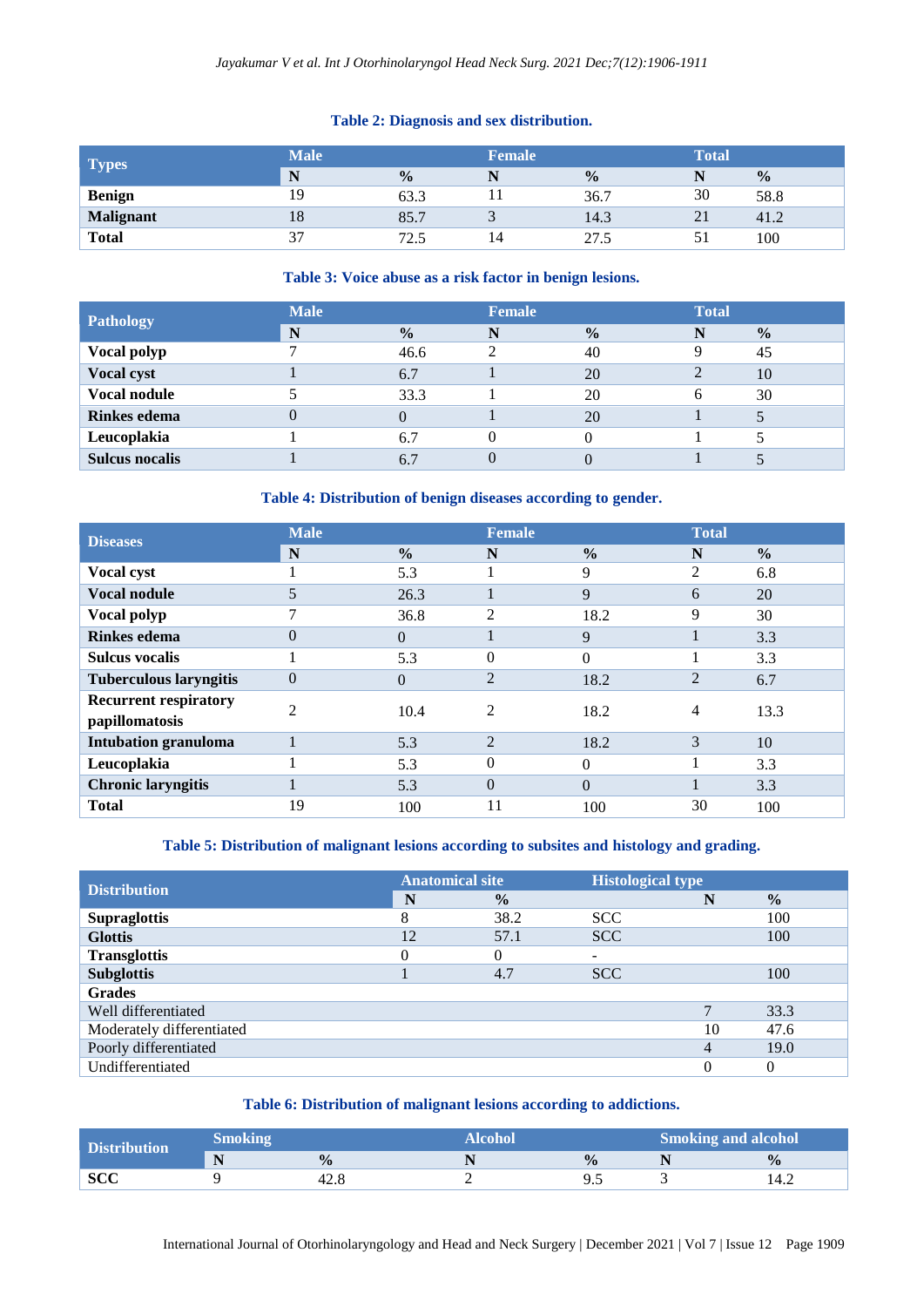**Table 2: Diagnosis and sex distribution.**

| Types | Male | | Female | | Total | |
|---|---|---|---|---|---|---|
| | N | % | N | % | N | % |
| **Benign** | 19 | 63.3 | 11 | 36.7 | 30 | 58.8 |
| **Malignant** | 18 | 85.7 | 3 | 14.3 | 21 | 41.2 |
| **Total** | 37 | 72.5 | 14 | 27.5 | 51 | 100 |

**Table 3: Voice abuse as a risk factor in benign lesions.**

| Pathology | Male | | Female | | Total | |
|---|---|---|---|---|---|---|
| | N | % | N | % | N | % |
| **Vocal polyp** | 7 | 46.6 | 2 | 40 | 9 | 45 |
| **Vocal cyst** | 1 | 6.7 | 1 | 20 | 2 | 10 |
| **Vocal nodule** | 5 | 33.3 | 1 | 20 | 6 | 30 |
| **Rinkes edema** | 0 | 0 | 1 | 20 | 1 | 5 |
| **Leucoplakia** | 1 | 6.7 | 0 | 0 | 1 | 5 |
| **Sulcus nocalis** | 1 | 6.7 | 0 | 0 | 1 | 5 |

**Table 4: Distribution of benign diseases according to gender.**

| Diseases | Male | | Female | | Total | |
|---|---|---|---|---|---|---|
| | N | % | N | % | N | % |
| **Vocal cyst** | 1 | 5.3 | 1 | 9 | 2 | 6.8 |
| **Vocal nodule** | 5 | 26.3 | 1 | 9 | 6 | 20 |
| **Vocal polyp** | 7 | 36.8 | 2 | 18.2 | 9 | 30 |
| **Rinkes edema** | 0 | 0 | 1 | 9 | 1 | 3.3 |
| **Sulcus vocalis** | 1 | 5.3 | 0 | 0 | 1 | 3.3 |
| **Tuberculous laryngitis** | 0 | 0 | 2 | 18.2 | 2 | 6.7 |
| **Recurrent respiratory papillomatosis** | 2 | 10.4 | 2 | 18.2 | 4 | 13.3 |
| **Intubation granuloma** | 1 | 5.3 | 2 | 18.2 | 3 | 10 |
| **Leucoplakia** | 1 | 5.3 | 0 | 0 | 1 | 3.3 |
| **Chronic laryngitis** | 1 | 5.3 | 0 | 0 | 1 | 3.3 |
| **Total** | 19 | 100 | 11 | 100 | 30 | 100 |

**Table 5: Distribution of malignant lesions according to subsites and histology and grading.**

| Distribution | Anatomical site | | Histological type | | |
|---|---|---|---|---|---|
| | N | % | | N | % |
| **Supraglottis** | 8 | 38.2 | SCC | | 100 |
| **Glottis** | 12 | 57.1 | SCC | | 100 |
| **Transglottis** | 0 | 0 | - | | |
| **Subglottis** | 1 | 4.7 | SCC | | 100 |
| **Grades** | | | | | |
| Well differentiated | | | | 7 | 33.3 |
| Moderately differentiated | | | | 10 | 47.6 |
| Poorly differentiated | | | | 4 | 19.0 |
| Undifferentiated | | | | 0 | 0 |

**Table 6: Distribution of malignant lesions according to addictions.**

| Distribution | Smoking | | Alcohol | | Smoking and alcohol | |
|---|---|---|---|---|---|---|
| | N | % | N | % | N | % |
| **SCC** | 9 | 42.8 | 2 | 9.5 | 3 | 14.2 |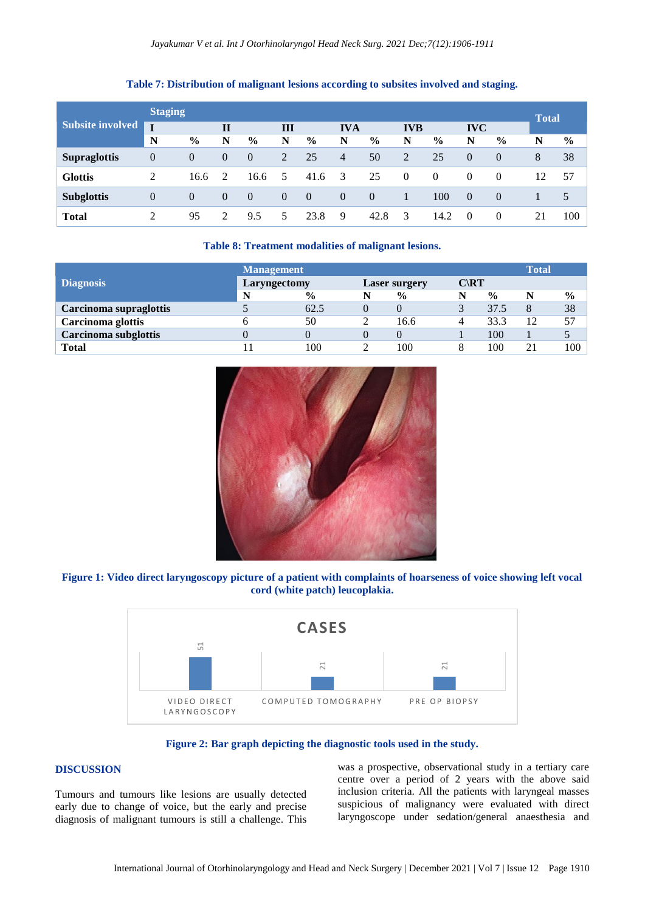**Table 7: Distribution of malignant lesions according to subsites involved and staging.**

| Subsite involved | Staging | | | | | | | | | | | | Total | |
|---|---|---|---|---|---|---|---|---|---|---|---|---|---|---|
| | I | | II | | III | | IVA | | IVB | | IVC | | | |
| | N | % | N | % | N | % | N | % | N | % | N | % | N | % |
| **Supraglottis** | 0 | 0 | 0 | 0 | 2 | 25 | 4 | 50 | 2 | 25 | 0 | 0 | 8 | 38 |
| **Glottis** | 2 | 16.6 | 2 | 16.6 | 5 | 41.6 | 3 | 25 | 0 | 0 | 0 | 0 | 12 | 57 |
| **Subglottis** | 0 | 0 | 0 | 0 | 0 | 0 | 0 | 0 | 1 | 100 | 0 | 0 | 1 | 5 |
| **Total** | 2 | 95 | 2 | 9.5 | 5 | 23.8 | 9 | 42.8 | 3 | 14.2 | 0 | 0 | 21 | 100 |

**Table 8: Treatment modalities of malignant lesions.**

| Diagnosis | Management | | | | | | Total | |
|---|---|---|---|---|---|---|---|---|
| | Laryngectomy | | Laser surgery | | C\RT | | | |
| | N | % | N | % | N | % | N | % |
| **Carcinoma supraglottis** | 5 | 62.5 | 0 | 0 | 3 | 37.5 | 8 | 38 |
| **Carcinoma glottis** | 6 | 50 | 2 | 16.6 | 4 | 33.3 | 12 | 57 |
| **Carcinoma subglottis** | 0 | 0 | 0 | 0 | 1 | 100 | 1 | 5 |
| **Total** | 11 | 100 | 2 | 100 | 8 | 100 | 21 | 100 |

**Figure 1: Video direct laryngoscopy picture of a patient with complaints of hoarseness of voice showing left vocal cord (white patch) leucoplakia.**

**Figure 2: Bar graph depicting the diagnostic tools used in the study.**

## DISCUSSION

Tumours and tumours like lesions are usually detected early due to change of voice, but the early and precise diagnosis of malignant tumours is still a challenge. This was a prospective, observational study in a tertiary care centre over a period of 2 years with the above said inclusion criteria. All the patients with laryngeal masses suspicious of malignancy were evaluated with direct laryngoscope under sedation/general anaesthesia and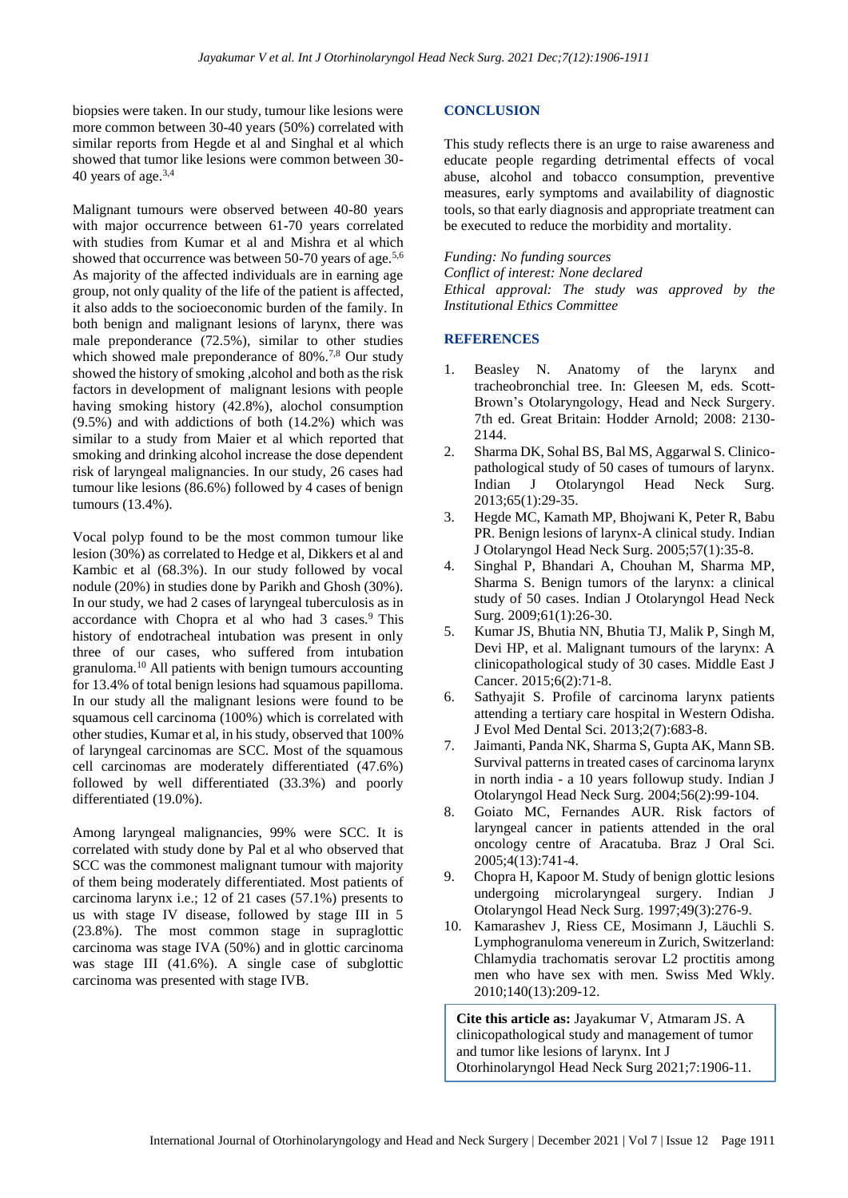biopsies were taken. In our study, tumour like lesions were more common between 30-40 years (50%) correlated with similar reports from Hegde et al and Singhal et al which showed that tumor like lesions were common between 30-40 years of age.[3,4]

Malignant tumours were observed between 40-80 years with major occurrence between 61-70 years correlated with studies from Kumar et al and Mishra et al which showed that occurrence was between 50-70 years of age.[5,6] As majority of the affected individuals are in earning age group, not only quality of the life of the patient is affected, it also adds to the socioeconomic burden of the family. In both benign and malignant lesions of larynx, there was male preponderance (72.5%), similar to other studies which showed male preponderance of 80%.[7,8] Our study showed the history of smoking ,alcohol and both as the risk factors in development of malignant lesions with people having smoking history (42.8%), alochol consumption (9.5%) and with addictions of both (14.2%) which was similar to a study from Maier et al which reported that smoking and drinking alcohol increase the dose dependent risk of laryngeal malignancies. In our study, 26 cases had tumour like lesions (86.6%) followed by 4 cases of benign tumours (13.4%).

Vocal polyp found to be the most common tumour like lesion (30%) as correlated to Hedge et al, Dikkers et al and Kambic et al (68.3%). In our study followed by vocal nodule (20%) in studies done by Parikh and Ghosh (30%). In our study, we had 2 cases of laryngeal tuberculosis as in accordance with Chopra et al who had 3 cases.[9] This history of endotracheal intubation was present in only three of our cases, who suffered from intubation granuloma.[10] All patients with benign tumours accounting for 13.4% of total benign lesions had squamous papilloma. In our study all the malignant lesions were found to be squamous cell carcinoma (100%) which is correlated with other studies, Kumar et al, in his study, observed that 100% of laryngeal carcinomas are SCC. Most of the squamous cell carcinomas are moderately differentiated (47.6%) followed by well differentiated (33.3%) and poorly differentiated (19.0%).

Among laryngeal malignancies, 99% were SCC. It is correlated with study done by Pal et al who observed that SCC was the commonest malignant tumour with majority of them being moderately differentiated. Most patients of carcinoma larynx i.e.; 12 of 21 cases (57.1%) presents to us with stage IV disease, followed by stage III in 5 (23.8%). The most common stage in supraglottic carcinoma was stage IVA (50%) and in glottic carcinoma was stage III (41.6%). A single case of subglottic carcinoma was presented with stage IVB.

## CONCLUSION

This study reflects there is an urge to raise awareness and educate people regarding detrimental effects of vocal abuse, alcohol and tobacco consumption, preventive measures, early symptoms and availability of diagnostic tools, so that early diagnosis and appropriate treatment can be executed to reduce the morbidity and mortality.

*Funding: No funding sources*
*Conflict of interest: None declared*
*Ethical approval: The study was approved by the Institutional Ethics Committee*

## REFERENCES

1. Beasley N. Anatomy of the larynx and tracheobronchial tree. In: Gleesen M, eds. Scott-Brown's Otolaryngology, Head and Neck Surgery. 7th ed. Great Britain: Hodder Arnold; 2008: 2130-2144.
2. Sharma DK, Sohal BS, Bal MS, Aggarwal S. Clinico-pathological study of 50 cases of tumours of larynx. Indian J Otolaryngol Head Neck Surg. 2013;65(1):29-35.
3. Hegde MC, Kamath MP, Bhojwani K, Peter R, Babu PR. Benign lesions of larynx-A clinical study. Indian J Otolaryngol Head Neck Surg. 2005;57(1):35-8.
4. Singhal P, Bhandari A, Chouhan M, Sharma MP, Sharma S. Benign tumors of the larynx: a clinical study of 50 cases. Indian J Otolaryngol Head Neck Surg. 2009;61(1):26-30.
5. Kumar JS, Bhutia NN, Bhutia TJ, Malik P, Singh M, Devi HP, et al. Malignant tumours of the larynx: A clinicopathological study of 30 cases. Middle East J Cancer. 2015;6(2):71-8.
6. Sathyajit S. Profile of carcinoma larynx patients attending a tertiary care hospital in Western Odisha. J Evol Med Dental Sci. 2013;2(7):683-8.
7. Jaimanti, Panda NK, Sharma S, Gupta AK, Mann SB. Survival patterns in treated cases of carcinoma larynx in north india - a 10 years followup study. Indian J Otolaryngol Head Neck Surg. 2004;56(2):99-104.
8. Goiato MC, Fernandes AUR. Risk factors of laryngeal cancer in patients attended in the oral oncology centre of Aracatuba. Braz J Oral Sci. 2005;4(13):741-4.
9. Chopra H, Kapoor M. Study of benign glottic lesions undergoing microlaryngeal surgery. Indian J Otolaryngol Head Neck Surg. 1997;49(3):276-9.
10. Kamarashev J, Riess CE, Mosimann J, Läuchli S. Lymphogranuloma venereum in Zurich, Switzerland: Chlamydia trachomatis serovar L2 proctitis among men who have sex with men. Swiss Med Wkly. 2010;140(13):209-12.

**Cite this article as:** Jayakumar V, Atmaram JS. A clinicopathological study and management of tumor and tumor like lesions of larynx. Int J Otorhinolaryngol Head Neck Surg 2021;7:1906-11.